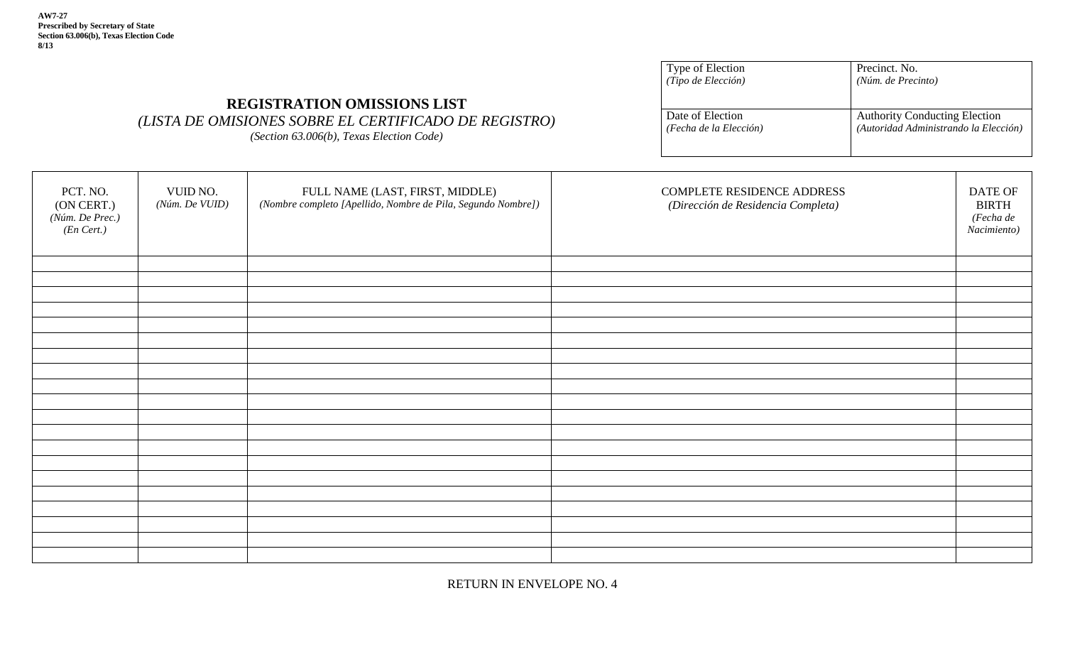**AW7-27**
**Prescribed by Secretary of State**
**Section 63.006(b), Texas Election Code**
**8/13**

| Type of Election *(Tipo de Elección)* | Precinct. No. *(Núm. de Precinto)* |
|---|---|
| Date of Election *(Fecha de la Elección)* | Authority Conducting Election *(Autoridad Administrando la Elección)* |

# REGISTRATION OMISSIONS LIST

*(LISTA DE OMISIONES SOBRE EL CERTIFICADO DE REGISTRO)*

*(Section 63.006(b), Texas Election Code)*

| PCT. NO. (ON CERT.) *(Núm. De Prec.) (En Cert.)* | VUID NO. *(Núm. De VUID)* | FULL NAME (LAST, FIRST, MIDDLE) *(Nombre completo [Apellido, Nombre de Pila, Segundo Nombre])* | COMPLETE RESIDENCE ADDRESS *(Dirección de Residencia Completa)* | DATE OF BIRTH *(Fecha de Nacimiento)* |
|---|---|---|---|---|
| | | | | |
| | | | | |
| | | | | |
| | | | | |
| | | | | |
| | | | | |
| | | | | |
| | | | | |
| | | | | |
| | | | | |
| | | | | |
| | | | | |
| | | | | |
| | | | | |
| | | | | |
| | | | | |
| | | | | |
| | | | | |
| | | | | |
| | | | | |

RETURN IN ENVELOPE NO. 4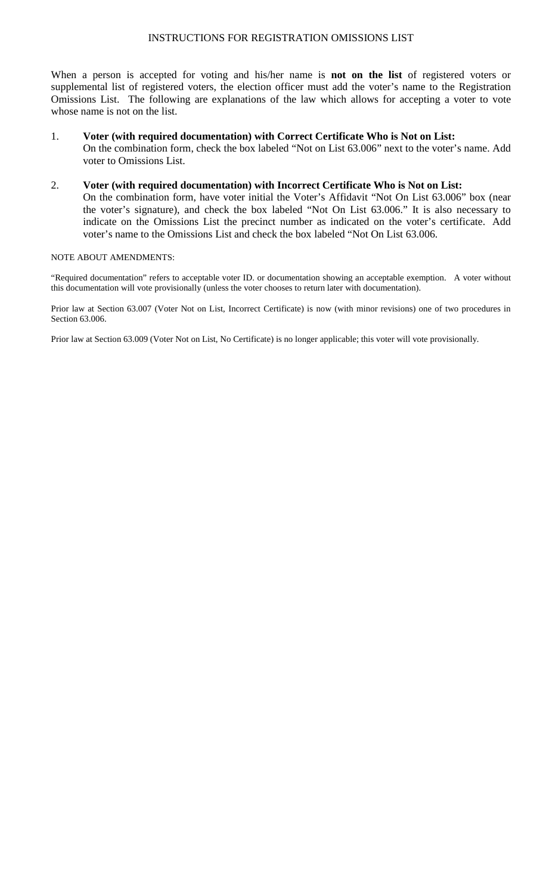# INSTRUCTIONS FOR REGISTRATION OMISSIONS LIST

When a person is accepted for voting and his/her name is **not on the list** of registered voters or supplemental list of registered voters, the election officer must add the voter's name to the Registration Omissions List. The following are explanations of the law which allows for accepting a voter to vote whose name is not on the list.

1. **Voter (with required documentation) with Correct Certificate Who is Not on List:**
   On the combination form, check the box labeled "Not on List 63.006" next to the voter's name. Add voter to Omissions List.

2. **Voter (with required documentation) with Incorrect Certificate Who is Not on List:**
   On the combination form, have voter initial the Voter's Affidavit "Not On List 63.006" box (near the voter's signature), and check the box labeled "Not On List 63.006." It is also necessary to indicate on the Omissions List the precinct number as indicated on the voter's certificate. Add voter's name to the Omissions List and check the box labeled "Not On List 63.006.

NOTE ABOUT AMENDMENTS:

"Required documentation" refers to acceptable voter ID. or documentation showing an acceptable exemption. A voter without this documentation will vote provisionally (unless the voter chooses to return later with documentation).

Prior law at Section 63.007 (Voter Not on List, Incorrect Certificate) is now (with minor revisions) one of two procedures in Section 63.006.

Prior law at Section 63.009 (Voter Not on List, No Certificate) is no longer applicable; this voter will vote provisionally.